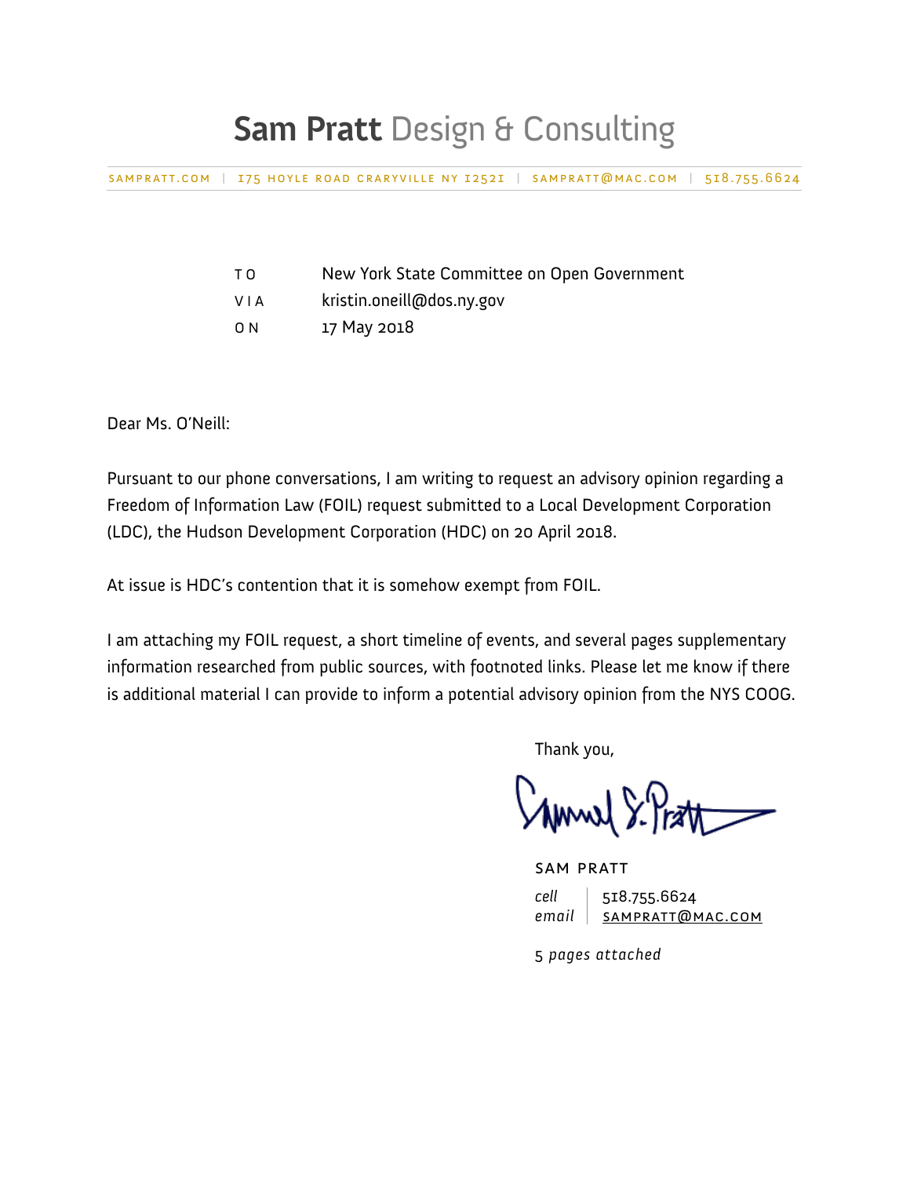# **Sam Pratt** Design & Consulting

SAMPRATT.COM | 175 HOYLE ROAD CRARYVILLE NY 12521 | SAMPRATT@MAC.COM | 518.755.6624

| | |
|---|---|
| TO | New York State Committee on Open Government |
| VIA | kristin.oneill@dos.ny.gov |
| ON | 17 May 2018 |

Dear Ms. O'Neill:

Pursuant to our phone conversations, I am writing to request an advisory opinion regarding a Freedom of Information Law (FOIL) request submitted to a Local Development Corporation (LDC), the Hudson Development Corporation (HDC) on 20 April 2018.

At issue is HDC's contention that it is somehow exempt from FOIL.

I am attaching my FOIL request, a short timeline of events, and several pages supplementary information researched from public sources, with footnoted links. Please let me know if there is additional material I can provide to inform a potential advisory opinion from the NYS COOG.

Thank you,

SAM PRATT

*cell* 518.755.6624
*email* SAMPRATT@MAC.COM

5 *pages attached*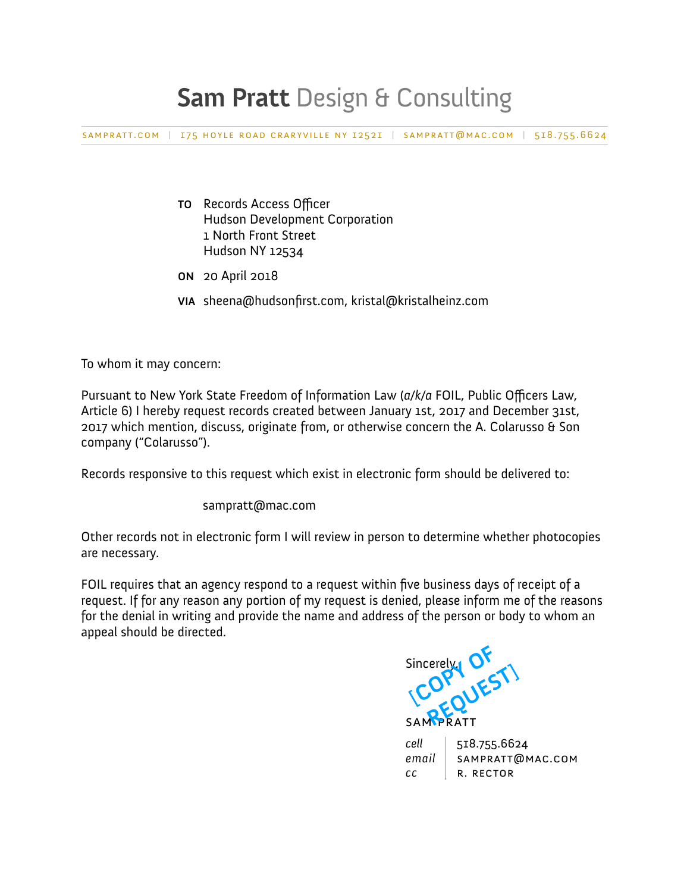# Sam Pratt Design & Consulting

SAMPRATT.COM | 175 HOYLE ROAD CRARYVILLE NY 12521 | SAMPRATT@MAC.COM | 518.755.6624

**TO** Records Access Officer
Hudson Development Corporation
1 North Front Street
Hudson NY 12534

**ON** 20 April 2018

**VIA** sheena@hudsonfirst.com, kristal@kristalheinz.com

To whom it may concern:

Pursuant to New York State Freedom of Information Law (*a/k/a* FOIL, Public Officers Law, Article 6) I hereby request records created between January 1st, 2017 and December 31st, 2017 which mention, discuss, originate from, or otherwise concern the A. Colarusso & Son company ("Colarusso").

Records responsive to this request which exist in electronic form should be delivered to:

sampratt@mac.com

Other records not in electronic form I will review in person to determine whether photocopies are necessary.

FOIL requires that an agency respond to a request within five business days of receipt of a request. If for any reason any portion of my request is denied, please inform me of the reasons for the denial in writing and provide the name and address of the person or body to whom an appeal should be directed.

Sincerely,

[COPY OF REQUEST]

SAM PRATT

| | |
|---|---|
| *cell* | 518.755.6624 |
| *email* | SAMPRATT@MAC.COM |
| *cc* | R. RECTOR |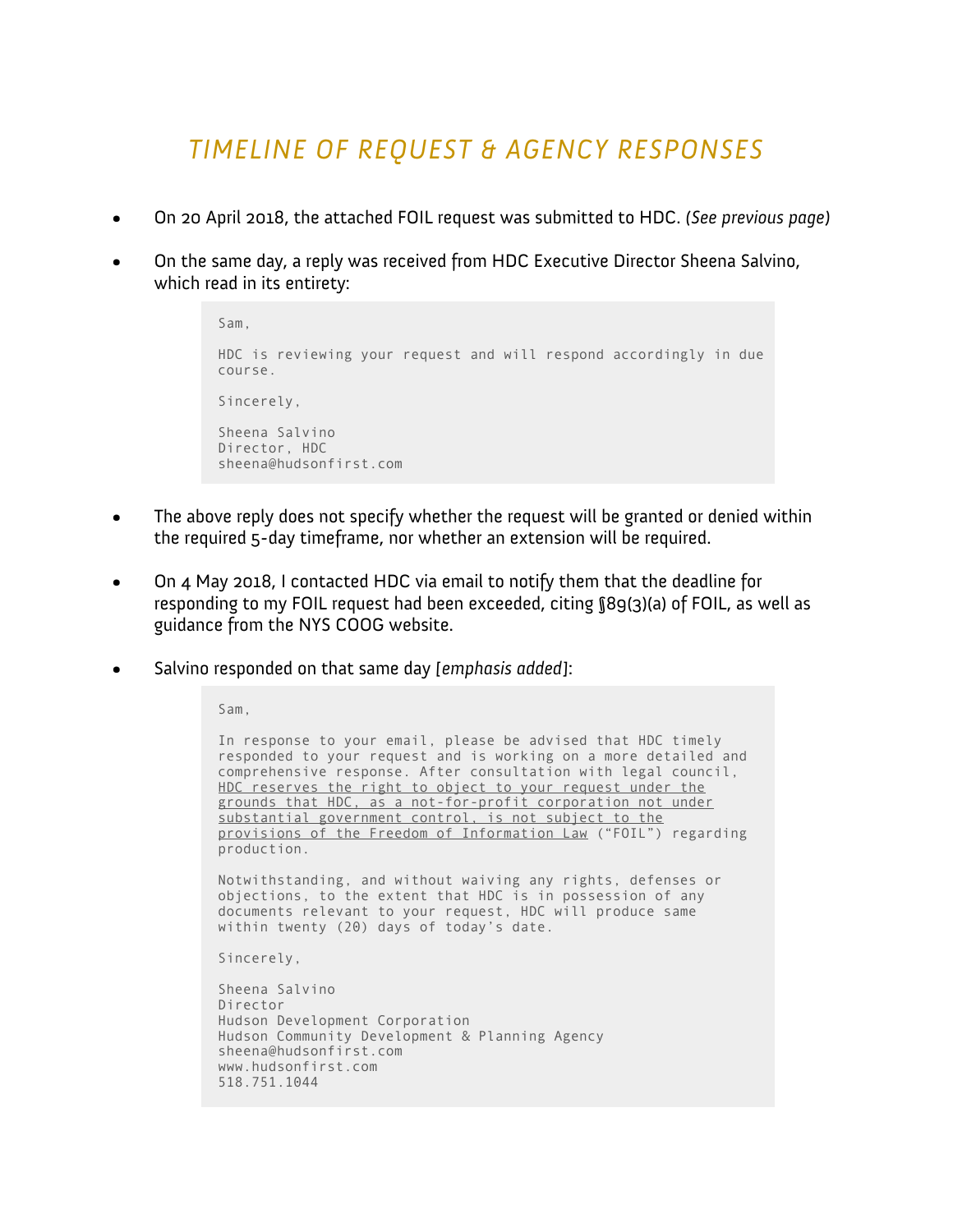# TIMELINE OF REQUEST & AGENCY RESPONSES

- On 20 April 2018, the attached FOIL request was submitted to HDC. *(See previous page)*

- On the same day, a reply was received from HDC Executive Director Sheena Salvino, which read in its entirety:

```
Sam,

HDC is reviewing your request and will respond accordingly in due
course.

Sincerely,

Sheena Salvino
Director, HDC
sheena@hudsonfirst.com
```

- The above reply does not specify whether the request will be granted or denied within the required 5-day timeframe, nor whether an extension will be required.

- On 4 May 2018, I contacted HDC via email to notify them that the deadline for responding to my FOIL request had been exceeded, citing §89(3)(a) of FOIL, as well as guidance from the NYS COOG website.

- Salvino responded on that same day [*emphasis added*]:

> Sam,
>
> In response to your email, please be advised that HDC timely responded to your request and is working on a more detailed and comprehensive response. After consultation with legal council, <u>HDC reserves the right to object to your request under the grounds that HDC, as a not-for-profit corporation not under substantial government control, is not subject to the provisions of the Freedom of Information Law</u> ("FOIL") regarding production.
>
> Notwithstanding, and without waiving any rights, defenses or objections, to the extent that HDC is in possession of any documents relevant to your request, HDC will produce same within twenty (20) days of today's date.
>
> Sincerely,
>
> Sheena Salvino
> Director
> Hudson Development Corporation
> Hudson Community Development & Planning Agency
> sheena@hudsonfirst.com
> www.hudsonfirst.com
> 518.751.1044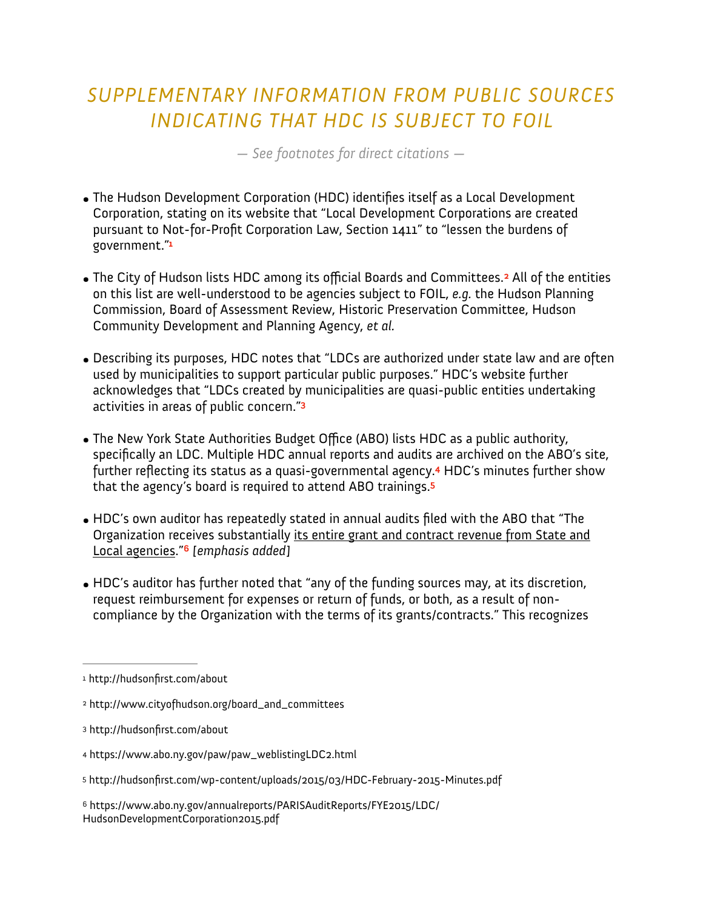# SUPPLEMENTARY INFORMATION FROM PUBLIC SOURCES INDICATING THAT HDC IS SUBJECT TO FOIL

*— See footnotes for direct citations —*

- The Hudson Development Corporation (HDC) identifies itself as a Local Development Corporation, stating on its website that "Local Development Corporations are created pursuant to Not-for-Profit Corporation Law, Section 1411" to "lessen the burdens of government."[1]

- The City of Hudson lists HDC among its official Boards and Committees.[2] All of the entities on this list are well-understood to be agencies subject to FOIL, *e.g.* the Hudson Planning Commission, Board of Assessment Review, Historic Preservation Committee, Hudson Community Development and Planning Agency, *et al.*

- Describing its purposes, HDC notes that "LDCs are authorized under state law and are often used by municipalities to support particular public purposes." HDC's website further acknowledges that "LDCs created by municipalities are quasi-public entities undertaking activities in areas of public concern."[3]

- The New York State Authorities Budget Office (ABO) lists HDC as a public authority, specifically an LDC. Multiple HDC annual reports and audits are archived on the ABO's site, further reflecting its status as a quasi-governmental agency.[4] HDC's minutes further show that the agency's board is required to attend ABO trainings.[5]

- HDC's own auditor has repeatedly stated in annual audits filed with the ABO that "The Organization receives substantially <u>its entire grant and contract revenue from State and Local agencies</u>."[6] [*emphasis added*]

- HDC's auditor has further noted that "any of the funding sources may, at its discretion, request reimbursement for expenses or return of funds, or both, as a result of non-compliance by the Organization with the terms of its grants/contracts." This recognizes

---

[1] http://hudsonfirst.com/about

[2] http://www.cityofhudson.org/board_and_committees

[3] http://hudsonfirst.com/about

[4] https://www.abo.ny.gov/paw/paw_weblistingLDC2.html

[5] http://hudsonfirst.com/wp-content/uploads/2015/03/HDC-February-2015-Minutes.pdf

[6] https://www.abo.ny.gov/annualreports/PARISAuditReports/FYE2015/LDC/HudsonDevelopmentCorporation2015.pdf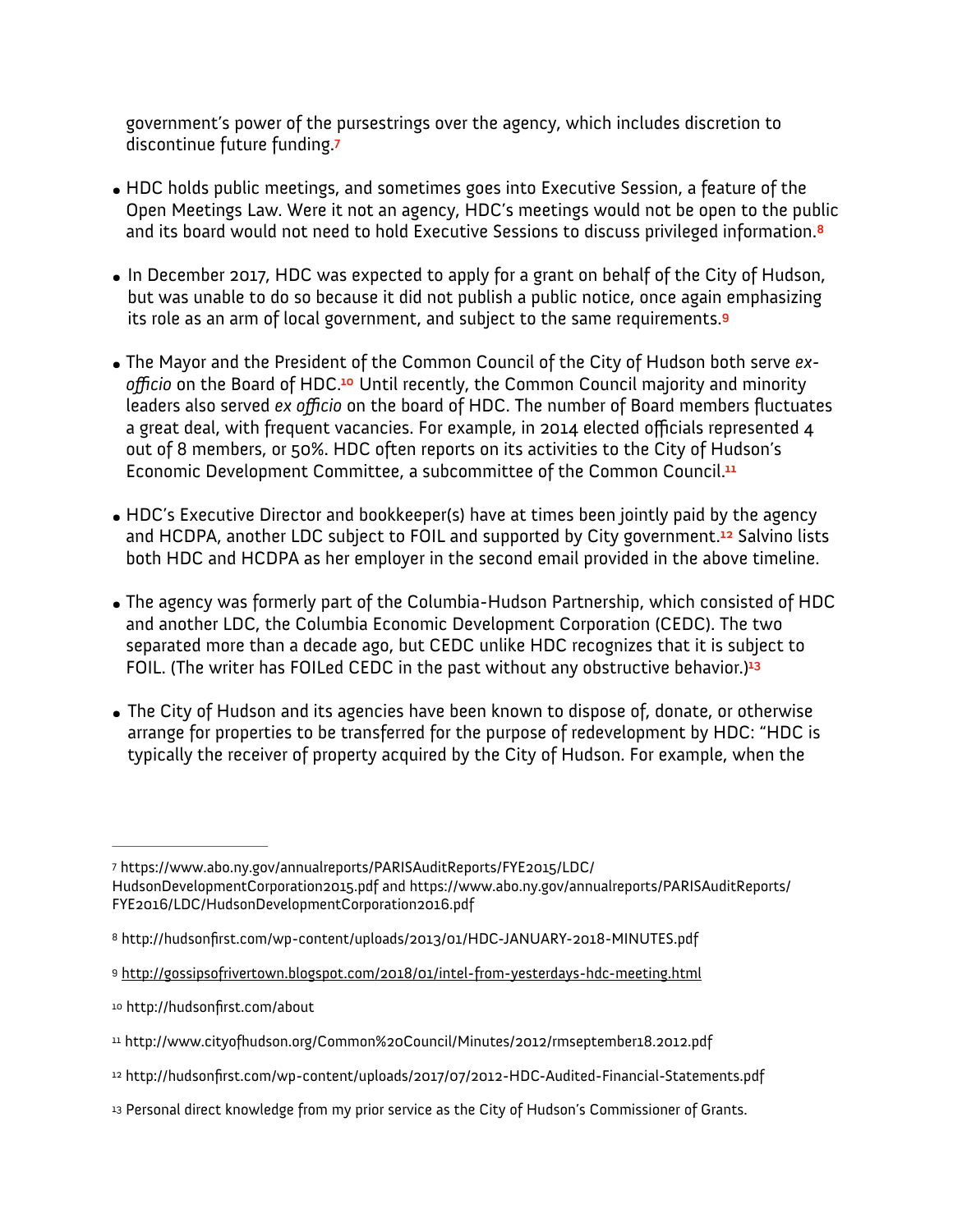government's power of the pursestrings over the agency, which includes discretion to discontinue future funding.[7]

- HDC holds public meetings, and sometimes goes into Executive Session, a feature of the Open Meetings Law. Were it not an agency, HDC's meetings would not be open to the public and its board would not need to hold Executive Sessions to discuss privileged information.[8]

- In December 2017, HDC was expected to apply for a grant on behalf of the City of Hudson, but was unable to do so because it did not publish a public notice, once again emphasizing its role as an arm of local government, and subject to the same requirements.[9]

- The Mayor and the President of the Common Council of the City of Hudson both serve *ex-officio* on the Board of HDC.[10] Until recently, the Common Council majority and minority leaders also served *ex officio* on the board of HDC. The number of Board members fluctuates a great deal, with frequent vacancies. For example, in 2014 elected officials represented 4 out of 8 members, or 50%. HDC often reports on its activities to the City of Hudson's Economic Development Committee, a subcommittee of the Common Council.[11]

- HDC's Executive Director and bookkeeper(s) have at times been jointly paid by the agency and HCDPA, another LDC subject to FOIL and supported by City government.[12] Salvino lists both HDC and HCDPA as her employer in the second email provided in the above timeline.

- The agency was formerly part of the Columbia-Hudson Partnership, which consisted of HDC and another LDC, the Columbia Economic Development Corporation (CEDC). The two separated more than a decade ago, but CEDC unlike HDC recognizes that it is subject to FOIL. (The writer has FOILed CEDC in the past without any obstructive behavior.)[13]

- The City of Hudson and its agencies have been known to dispose of, donate, or otherwise arrange for properties to be transferred for the purpose of redevelopment by HDC: "HDC is typically the receiver of property acquired by the City of Hudson. For example, when the

---

[7] https://www.abo.ny.gov/annualreports/PARISAuditReports/FYE2015/LDC/HudsonDevelopmentCorporation2015.pdf and https://www.abo.ny.gov/annualreports/PARISAuditReports/FYE2016/LDC/HudsonDevelopmentCorporation2016.pdf

[8] http://hudsonfirst.com/wp-content/uploads/2013/01/HDC-JANUARY-2018-MINUTES.pdf

[9] http://gossipsofrivertown.blogspot.com/2018/01/intel-from-yesterdays-hdc-meeting.html

[10] http://hudsonfirst.com/about

[11] http://www.cityofhudson.org/Common%20Council/Minutes/2012/rmseptember18.2012.pdf

[12] http://hudsonfirst.com/wp-content/uploads/2017/07/2012-HDC-Audited-Financial-Statements.pdf

[13] Personal direct knowledge from my prior service as the City of Hudson's Commissioner of Grants.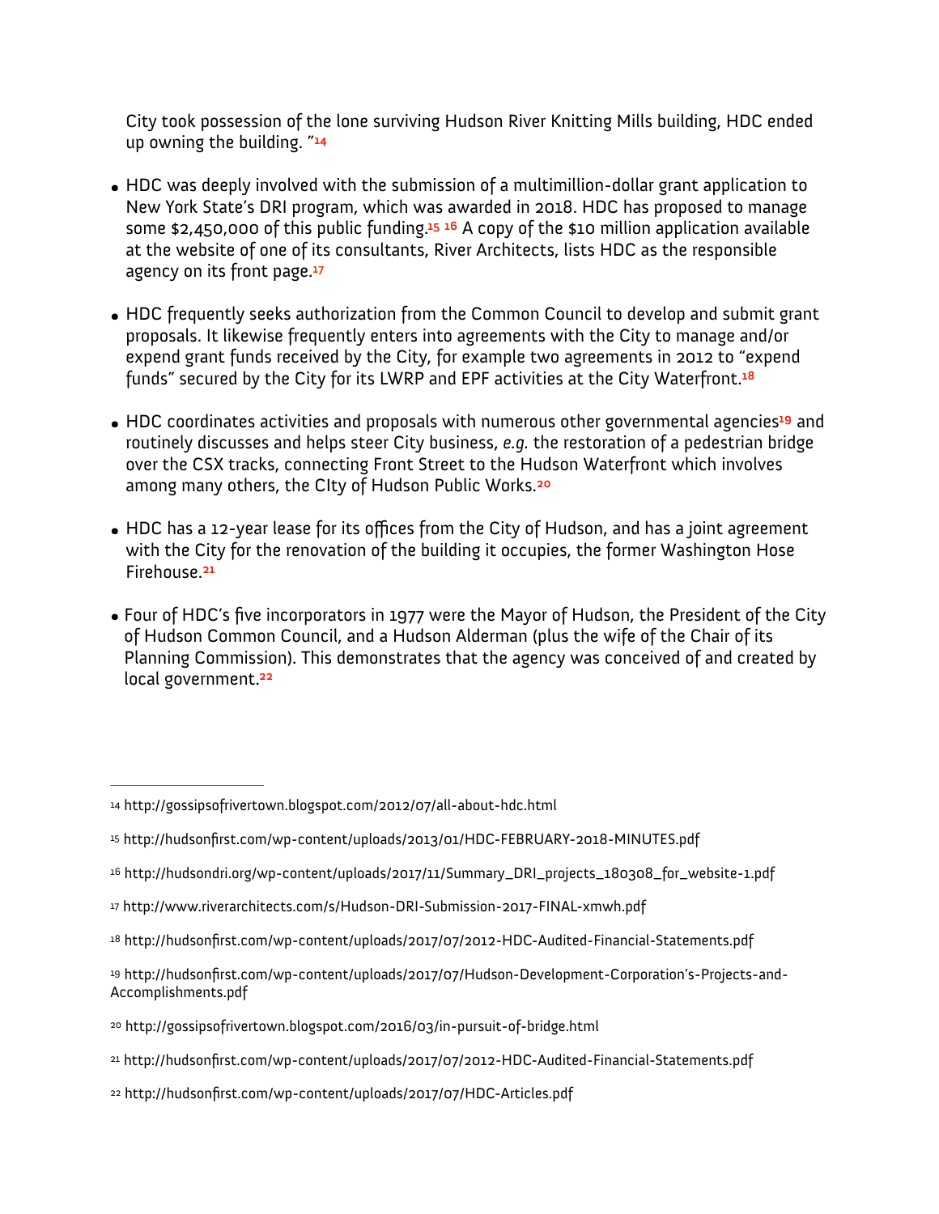City took possession of the lone surviving Hudson River Knitting Mills building, HDC ended up owning the building. "[14]

- HDC was deeply involved with the submission of a multimillion-dollar grant application to New York State's DRI program, which was awarded in 2018. HDC has proposed to manage some $2,450,000 of this public funding.[15] [16] A copy of the $10 million application available at the website of one of its consultants, River Architects, lists HDC as the responsible agency on its front page.[17]

- HDC frequently seeks authorization from the Common Council to develop and submit grant proposals. It likewise frequently enters into agreements with the City to manage and/or expend grant funds received by the City, for example two agreements in 2012 to "expend funds" secured by the City for its LWRP and EPF activities at the City Waterfront.[18]

- HDC coordinates activities and proposals with numerous other governmental agencies[19] and routinely discusses and helps steer City business, *e.g.* the restoration of a pedestrian bridge over the CSX tracks, connecting Front Street to the Hudson Waterfront which involves among many others, the CIty of Hudson Public Works.[20]

- HDC has a 12-year lease for its offices from the City of Hudson, and has a joint agreement with the City for the renovation of the building it occupies, the former Washington Hose Firehouse.[21]

- Four of HDC's five incorporators in 1977 were the Mayor of Hudson, the President of the City of Hudson Common Council, and a Hudson Alderman (plus the wife of the Chair of its Planning Commission). This demonstrates that the agency was conceived of and created by local government.[22]

---

[14] http://gossipsofrivertown.blogspot.com/2012/07/all-about-hdc.html

[15] http://hudsonfirst.com/wp-content/uploads/2013/01/HDC-FEBRUARY-2018-MINUTES.pdf

[16] http://hudsondri.org/wp-content/uploads/2017/11/Summary_DRI_projects_180308_for_website-1.pdf

[17] http://www.riverarchitects.com/s/Hudson-DRI-Submission-2017-FINAL-xmwh.pdf

[18] http://hudsonfirst.com/wp-content/uploads/2017/07/2012-HDC-Audited-Financial-Statements.pdf

[19] http://hudsonfirst.com/wp-content/uploads/2017/07/Hudson-Development-Corporation's-Projects-and-Accomplishments.pdf

[20] http://gossipsofrivertown.blogspot.com/2016/03/in-pursuit-of-bridge.html

[21] http://hudsonfirst.com/wp-content/uploads/2017/07/2012-HDC-Audited-Financial-Statements.pdf

[22] http://hudsonfirst.com/wp-content/uploads/2017/07/HDC-Articles.pdf